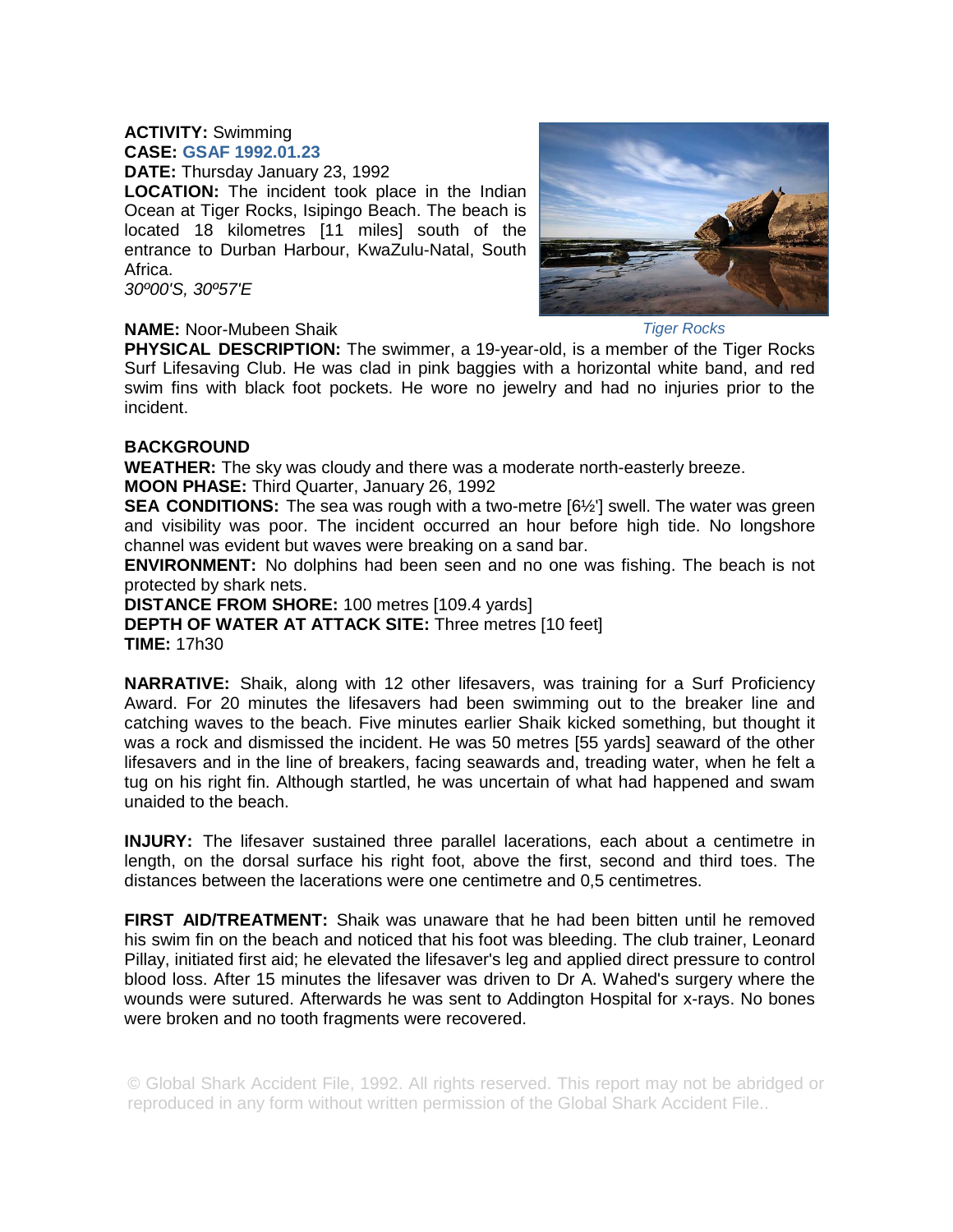**ACTIVITY:** Swimming
**CASE:** GSAF 1992.01.23
**DATE:** Thursday January 23, 1992
**LOCATION:** The incident took place in the Indian Ocean at Tiger Rocks, Isipingo Beach. The beach is located 18 kilometres [11 miles] south of the entrance to Durban Harbour, KwaZulu-Natal, South Africa.
*30º00'S, 30º57'E*

*Tiger Rocks*

**NAME:** Noor-Mubeen Shaik
**PHYSICAL DESCRIPTION:** The swimmer, a 19-year-old, is a member of the Tiger Rocks Surf Lifesaving Club. He was clad in pink baggies with a horizontal white band, and red swim fins with black foot pockets. He wore no jewelry and had no injuries prior to the incident.

**BACKGROUND**
**WEATHER:** The sky was cloudy and there was a moderate north-easterly breeze.
**MOON PHASE:** Third Quarter, January 26, 1992
**SEA CONDITIONS:** The sea was rough with a two-metre [6½'] swell. The water was green and visibility was poor. The incident occurred an hour before high tide. No longshore channel was evident but waves were breaking on a sand bar.
**ENVIRONMENT:** No dolphins had been seen and no one was fishing. The beach is not protected by shark nets.
**DISTANCE FROM SHORE:** 100 metres [109.4 yards]
**DEPTH OF WATER AT ATTACK SITE:** Three metres [10 feet]
**TIME:** 17h30

**NARRATIVE:** Shaik, along with 12 other lifesavers, was training for a Surf Proficiency Award. For 20 minutes the lifesavers had been swimming out to the breaker line and catching waves to the beach. Five minutes earlier Shaik kicked something, but thought it was a rock and dismissed the incident. He was 50 metres [55 yards] seaward of the other lifesavers and in the line of breakers, facing seawards and, treading water, when he felt a tug on his right fin. Although startled, he was uncertain of what had happened and swam unaided to the beach.

**INJURY:** The lifesaver sustained three parallel lacerations, each about a centimetre in length, on the dorsal surface his right foot, above the first, second and third toes. The distances between the lacerations were one centimetre and 0,5 centimetres.

**FIRST AID/TREATMENT:** Shaik was unaware that he had been bitten until he removed his swim fin on the beach and noticed that his foot was bleeding. The club trainer, Leonard Pillay, initiated first aid; he elevated the lifesaver's leg and applied direct pressure to control blood loss. After 15 minutes the lifesaver was driven to Dr A. Wahed's surgery where the wounds were sutured. Afterwards he was sent to Addington Hospital for x-rays. No bones were broken and no tooth fragments were recovered.

© Global Shark Accident File, 1992. All rights reserved. This report may not be abridged or reproduced in any form without written permission of the Global Shark Accident File..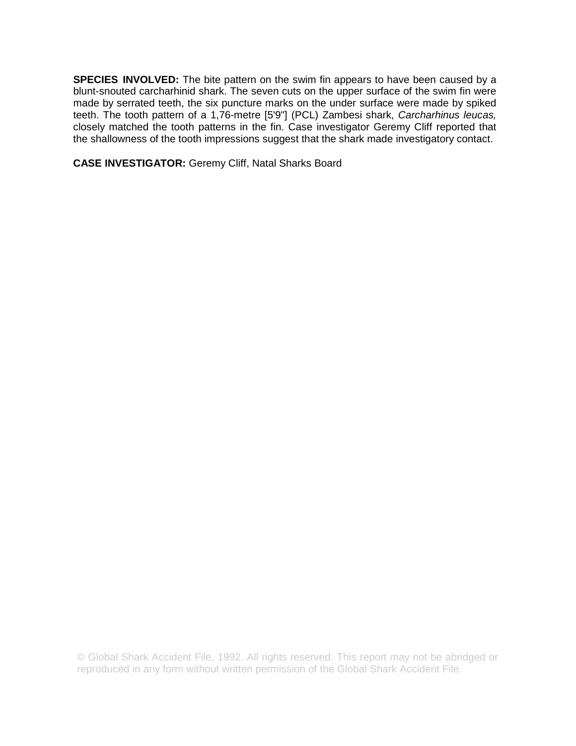**SPECIES INVOLVED:** The bite pattern on the swim fin appears to have been caused by a blunt-snouted carcharhinid shark. The seven cuts on the upper surface of the swim fin were made by serrated teeth, the six puncture marks on the under surface were made by spiked teeth. The tooth pattern of a 1,76-metre [5'9"] (PCL) Zambesi shark, *Carcharhinus leucas,* closely matched the tooth patterns in the fin. Case investigator Geremy Cliff reported that the shallowness of the tooth impressions suggest that the shark made investigatory contact.

**CASE INVESTIGATOR:** Geremy Cliff, Natal Sharks Board

© Global Shark Accident File, 1992. All rights reserved. This report may not be abridged or reproduced in any form without written permission of the Global Shark Accident File.